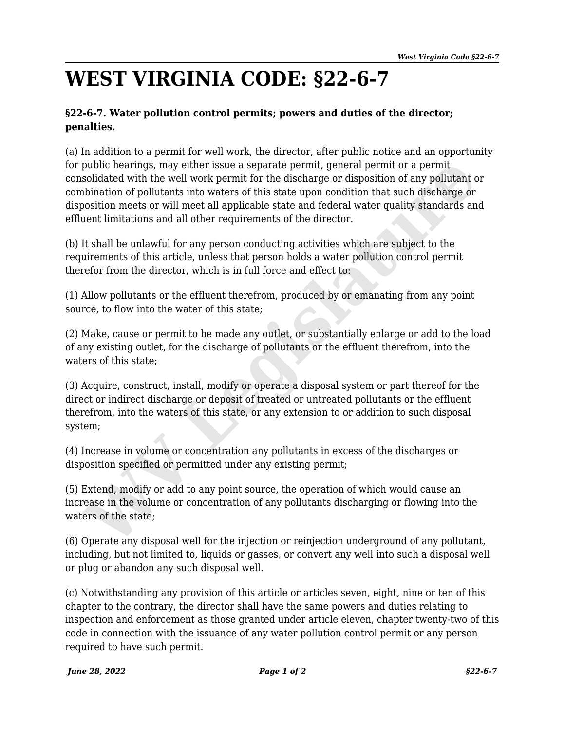# WEST VIRGINIA CODE: §22-6-7

**§22-6-7. Water pollution control permits; powers and duties of the director; penalties.**

(a) In addition to a permit for well work, the director, after public notice and an opportunity for public hearings, may either issue a separate permit, general permit or a permit consolidated with the well work permit for the discharge or disposition of any pollutant or combination of pollutants into waters of this state upon condition that such discharge or disposition meets or will meet all applicable state and federal water quality standards and effluent limitations and all other requirements of the director.

(b) It shall be unlawful for any person conducting activities which are subject to the requirements of this article, unless that person holds a water pollution control permit therefor from the director, which is in full force and effect to:

(1) Allow pollutants or the effluent therefrom, produced by or emanating from any point source, to flow into the water of this state;

(2) Make, cause or permit to be made any outlet, or substantially enlarge or add to the load of any existing outlet, for the discharge of pollutants or the effluent therefrom, into the waters of this state;

(3) Acquire, construct, install, modify or operate a disposal system or part thereof for the direct or indirect discharge or deposit of treated or untreated pollutants or the effluent therefrom, into the waters of this state, or any extension to or addition to such disposal system;

(4) Increase in volume or concentration any pollutants in excess of the discharges or disposition specified or permitted under any existing permit;

(5) Extend, modify or add to any point source, the operation of which would cause an increase in the volume or concentration of any pollutants discharging or flowing into the waters of the state;

(6) Operate any disposal well for the injection or reinjection underground of any pollutant, including, but not limited to, liquids or gasses, or convert any well into such a disposal well or plug or abandon any such disposal well.

(c) Notwithstanding any provision of this article or articles seven, eight, nine or ten of this chapter to the contrary, the director shall have the same powers and duties relating to inspection and enforcement as those granted under article eleven, chapter twenty-two of this code in connection with the issuance of any water pollution control permit or any person required to have such permit.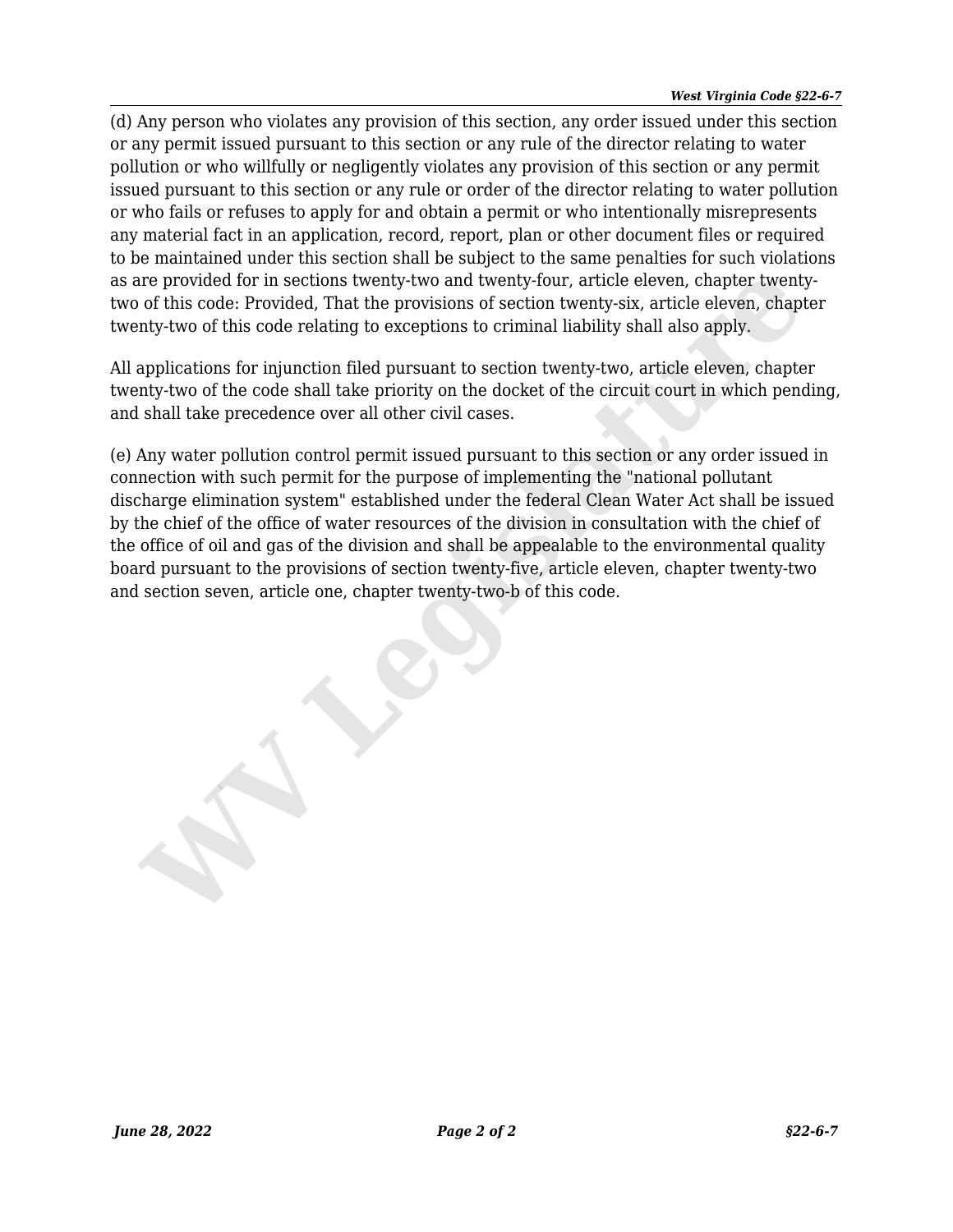(d) Any person who violates any provision of this section, any order issued under this section or any permit issued pursuant to this section or any rule of the director relating to water pollution or who willfully or negligently violates any provision of this section or any permit issued pursuant to this section or any rule or order of the director relating to water pollution or who fails or refuses to apply for and obtain a permit or who intentionally misrepresents any material fact in an application, record, report, plan or other document files or required to be maintained under this section shall be subject to the same penalties for such violations as are provided for in sections twenty-two and twenty-four, article eleven, chapter twenty-two of this code: Provided, That the provisions of section twenty-six, article eleven, chapter twenty-two of this code relating to exceptions to criminal liability shall also apply.

All applications for injunction filed pursuant to section twenty-two, article eleven, chapter twenty-two of the code shall take priority on the docket of the circuit court in which pending, and shall take precedence over all other civil cases.

(e) Any water pollution control permit issued pursuant to this section or any order issued in connection with such permit for the purpose of implementing the "national pollutant discharge elimination system" established under the federal Clean Water Act shall be issued by the chief of the office of water resources of the division in consultation with the chief of the office of oil and gas of the division and shall be appealable to the environmental quality board pursuant to the provisions of section twenty-five, article eleven, chapter twenty-two and section seven, article one, chapter twenty-two-b of this code.